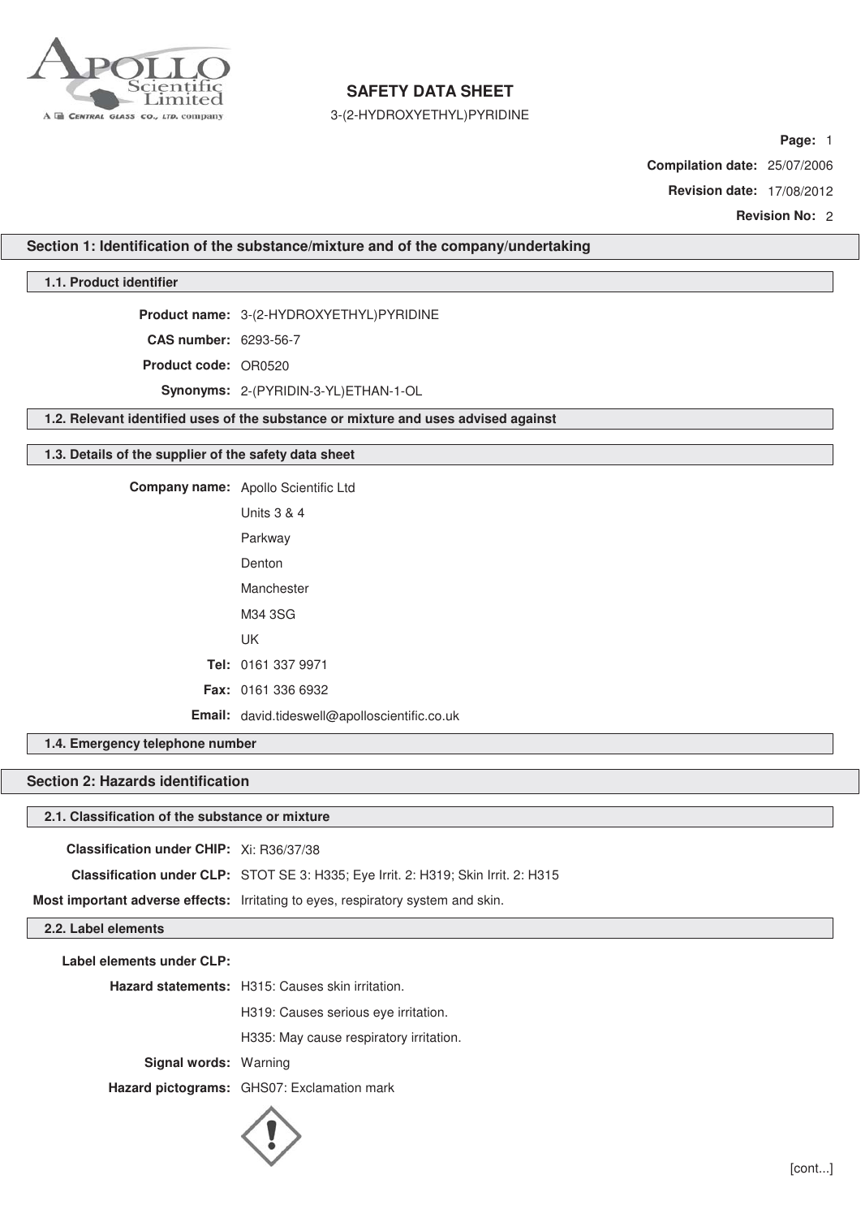# SAFETY DATA SHEET

3-(2-HYDROXYETHYL)PYRIDINE

**Compilation date:** 25/07/2006

**Revision date:** 17/08/2012

**Revision No:** 2

## Section 1: Identification of the substance/mixture and of the company/undertaking

### 1.1. Product identifier

**Product name:** 3-(2-HYDROXYETHYL)PYRIDINE

**CAS number:** 6293-56-7

**Product code:** OR0520

**Synonyms:** 2-(PYRIDIN-3-YL)ETHAN-1-OL

### 1.2. Relevant identified uses of the substance or mixture and uses advised against

### 1.3. Details of the supplier of the safety data sheet

**Company name:** Apollo Scientific Ltd

Units 3 & 4

Parkway

Denton

Manchester

M34 3SG

UK

**Tel:** 0161 337 9971

**Fax:** 0161 336 6932

**Email:** david.tideswell@apolloscientific.co.uk

### 1.4. Emergency telephone number

## Section 2: Hazards identification

### 2.1. Classification of the substance or mixture

**Classification under CHIP:** Xi: R36/37/38

**Classification under CLP:** STOT SE 3: H335; Eye Irrit. 2: H319; Skin Irrit. 2: H315

**Most important adverse effects:** Irritating to eyes, respiratory system and skin.

### 2.2. Label elements

**Label elements under CLP:**

**Hazard statements:** H315: Causes skin irritation.

H319: Causes serious eye irritation.

H335: May cause respiratory irritation.

**Signal words:** Warning

**Hazard pictograms:** GHS07: Exclamation mark

[cont...]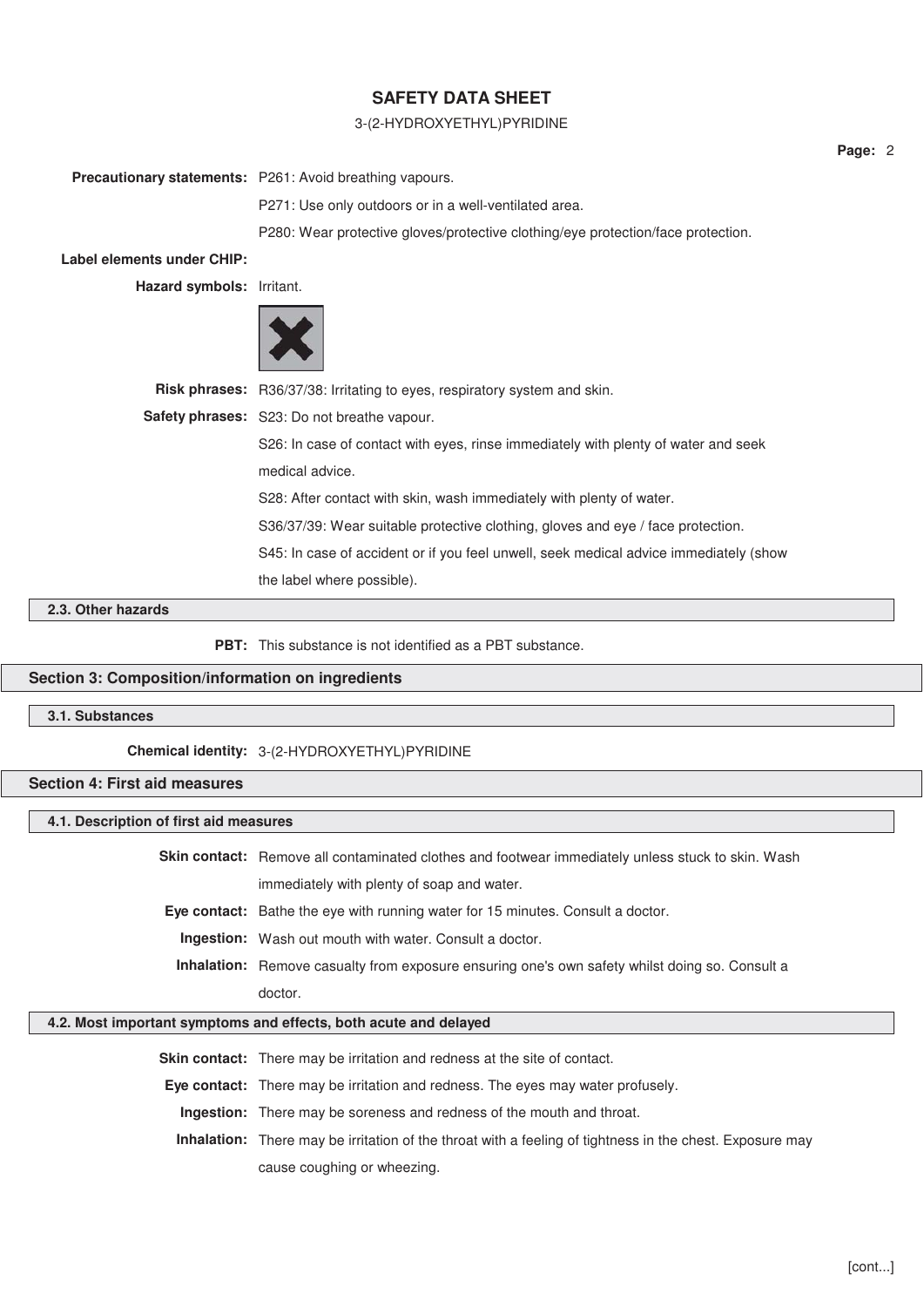**Precautionary statements:** P261: Avoid breathing vapours.

P271: Use only outdoors or in a well-ventilated area.

P280: Wear protective gloves/protective clothing/eye protection/face protection.

**Label elements under CHIP:**

**Hazard symbols:** Irritant.

**Risk phrases:** R36/37/38: Irritating to eyes, respiratory system and skin.

**Safety phrases:** S23: Do not breathe vapour.

S26: In case of contact with eyes, rinse immediately with plenty of water and seek medical advice.

S28: After contact with skin, wash immediately with plenty of water.

S36/37/39: Wear suitable protective clothing, gloves and eye / face protection.

S45: In case of accident or if you feel unwell, seek medical advice immediately (show the label where possible).

### 2.3. Other hazards

**PBT:** This substance is not identified as a PBT substance.

## Section 3: Composition/information on ingredients

### 3.1. Substances

**Chemical identity:** 3-(2-HYDROXYETHYL)PYRIDINE

## Section 4: First aid measures

### 4.1. Description of first aid measures

**Skin contact:** Remove all contaminated clothes and footwear immediately unless stuck to skin. Wash immediately with plenty of soap and water.

**Eye contact:** Bathe the eye with running water for 15 minutes. Consult a doctor.

**Ingestion:** Wash out mouth with water. Consult a doctor.

**Inhalation:** Remove casualty from exposure ensuring one's own safety whilst doing so. Consult a doctor.

### 4.2. Most important symptoms and effects, both acute and delayed

**Skin contact:** There may be irritation and redness at the site of contact.

**Eye contact:** There may be irritation and redness. The eyes may water profusely.

**Ingestion:** There may be soreness and redness of the mouth and throat.

**Inhalation:** There may be irritation of the throat with a feeling of tightness in the chest. Exposure may cause coughing or wheezing.

[cont...]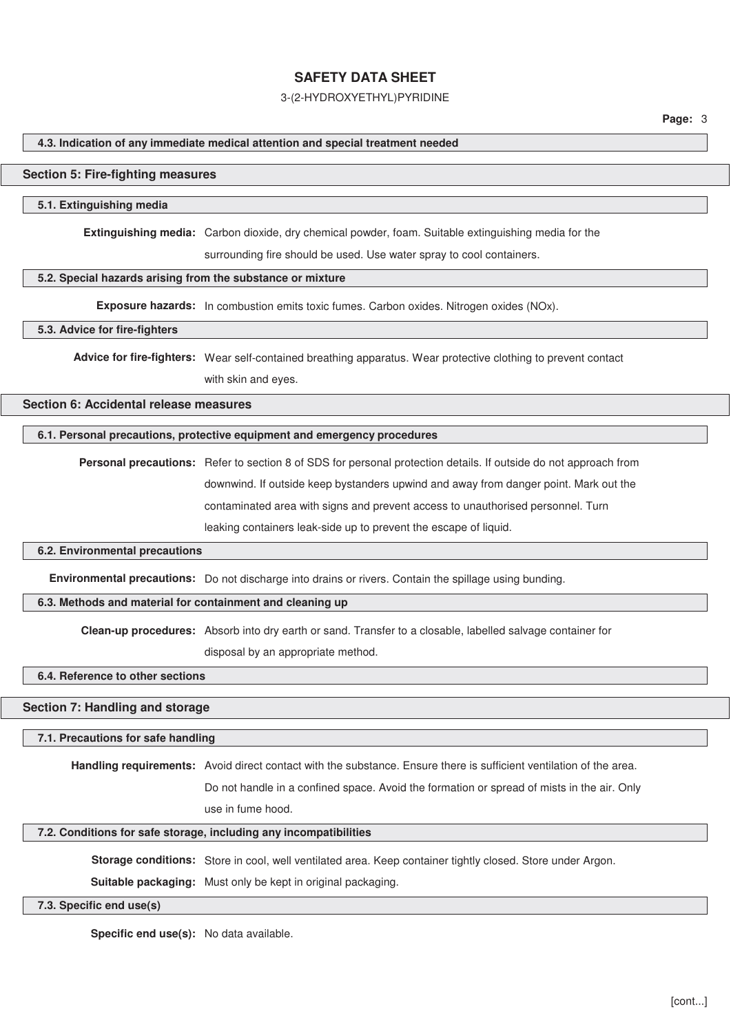### 4.3. Indication of any immediate medical attention and special treatment needed

## Section 5: Fire-fighting measures

### 5.1. Extinguishing media

**Extinguishing media:** Carbon dioxide, dry chemical powder, foam. Suitable extinguishing media for the surrounding fire should be used. Use water spray to cool containers.

### 5.2. Special hazards arising from the substance or mixture

**Exposure hazards:** In combustion emits toxic fumes. Carbon oxides. Nitrogen oxides (NOx).

### 5.3. Advice for fire-fighters

**Advice for fire-fighters:** Wear self-contained breathing apparatus. Wear protective clothing to prevent contact with skin and eyes.

## Section 6: Accidental release measures

### 6.1. Personal precautions, protective equipment and emergency procedures

**Personal precautions:** Refer to section 8 of SDS for personal protection details. If outside do not approach from downwind. If outside keep bystanders upwind and away from danger point. Mark out the contaminated area with signs and prevent access to unauthorised personnel. Turn leaking containers leak-side up to prevent the escape of liquid.

### 6.2. Environmental precautions

**Environmental precautions:** Do not discharge into drains or rivers. Contain the spillage using bunding.

### 6.3. Methods and material for containment and cleaning up

**Clean-up procedures:** Absorb into dry earth or sand. Transfer to a closable, labelled salvage container for disposal by an appropriate method.

### 6.4. Reference to other sections

## Section 7: Handling and storage

### 7.1. Precautions for safe handling

**Handling requirements:** Avoid direct contact with the substance. Ensure there is sufficient ventilation of the area. Do not handle in a confined space. Avoid the formation or spread of mists in the air. Only use in fume hood.

### 7.2. Conditions for safe storage, including any incompatibilities

**Storage conditions:** Store in cool, well ventilated area. Keep container tightly closed. Store under Argon.

**Suitable packaging:** Must only be kept in original packaging.

### 7.3. Specific end use(s)

**Specific end use(s):** No data available.

[cont...]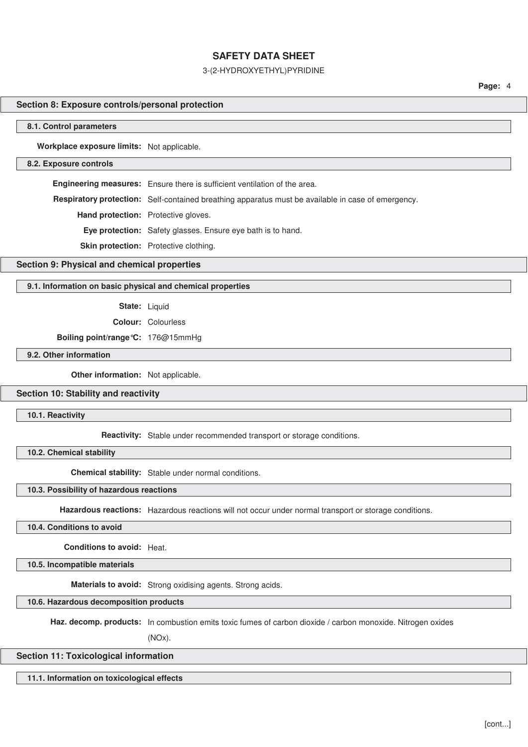## Section 8: Exposure controls/personal protection

### 8.1. Control parameters

**Workplace exposure limits:** Not applicable.

### 8.2. Exposure controls

**Engineering measures:** Ensure there is sufficient ventilation of the area.

**Respiratory protection:** Self-contained breathing apparatus must be available in case of emergency.

**Hand protection:** Protective gloves.

**Eye protection:** Safety glasses. Ensure eye bath is to hand.

**Skin protection:** Protective clothing.

## Section 9: Physical and chemical properties

### 9.1. Information on basic physical and chemical properties

**State:** Liquid

**Colour:** Colourless

**Boiling point/range°C:** 176@15mmHg

### 9.2. Other information

**Other information:** Not applicable.

## Section 10: Stability and reactivity

### 10.1. Reactivity

**Reactivity:** Stable under recommended transport or storage conditions.

### 10.2. Chemical stability

**Chemical stability:** Stable under normal conditions.

### 10.3. Possibility of hazardous reactions

**Hazardous reactions:** Hazardous reactions will not occur under normal transport or storage conditions.

### 10.4. Conditions to avoid

**Conditions to avoid:** Heat.

### 10.5. Incompatible materials

**Materials to avoid:** Strong oxidising agents. Strong acids.

### 10.6. Hazardous decomposition products

**Haz. decomp. products:** In combustion emits toxic fumes of carbon dioxide / carbon monoxide. Nitrogen oxides (NOx).

## Section 11: Toxicological information

### 11.1. Information on toxicological effects

[cont...]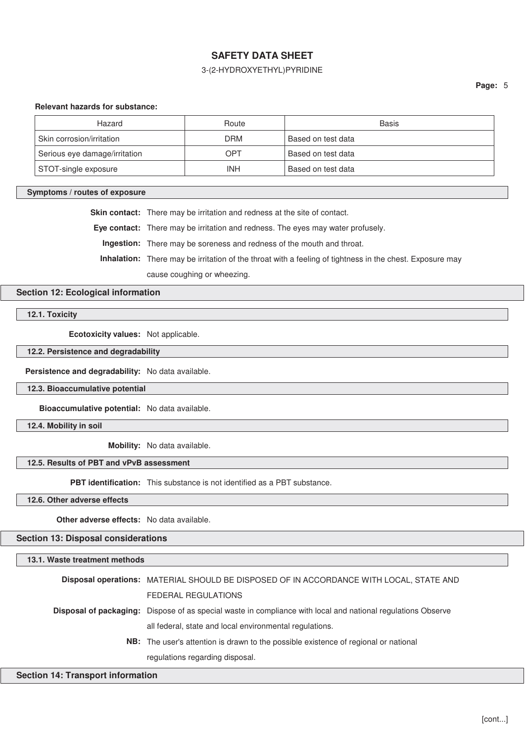**Relevant hazards for substance:**

| Hazard | Route | Basis |
| --- | --- | --- |
| Skin corrosion/irritation | DRM | Based on test data |
| Serious eye damage/irritation | OPT | Based on test data |
| STOT-single exposure | INH | Based on test data |

### Symptoms / routes of exposure

**Skin contact:** There may be irritation and redness at the site of contact.

**Eye contact:** There may be irritation and redness. The eyes may water profusely.

**Ingestion:** There may be soreness and redness of the mouth and throat.

**Inhalation:** There may be irritation of the throat with a feeling of tightness in the chest. Exposure may cause coughing or wheezing.

## Section 12: Ecological information

### 12.1. Toxicity

**Ecotoxicity values:** Not applicable.

### 12.2. Persistence and degradability

**Persistence and degradability:** No data available.

### 12.3. Bioaccumulative potential

**Bioaccumulative potential:** No data available.

### 12.4. Mobility in soil

**Mobility:** No data available.

### 12.5. Results of PBT and vPvB assessment

**PBT identification:** This substance is not identified as a PBT substance.

### 12.6. Other adverse effects

**Other adverse effects:** No data available.

## Section 13: Disposal considerations

### 13.1. Waste treatment methods

**Disposal operations:** MATERIAL SHOULD BE DISPOSED OF IN ACCORDANCE WITH LOCAL, STATE AND FEDERAL REGULATIONS

**Disposal of packaging:** Dispose of as special waste in compliance with local and national regulations Observe all federal, state and local environmental regulations.

**NB:** The user's attention is drawn to the possible existence of regional or national regulations regarding disposal.

## Section 14: Transport information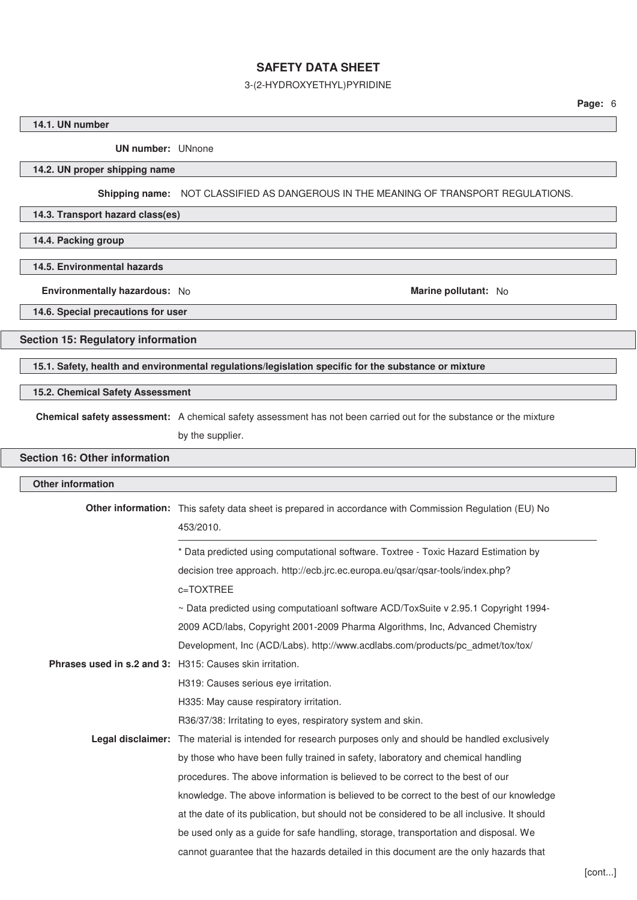### 14.1. UN number

**UN number:** UNnone

### 14.2. UN proper shipping name

**Shipping name:** NOT CLASSIFIED AS DANGEROUS IN THE MEANING OF TRANSPORT REGULATIONS.

### 14.3. Transport hazard class(es)

### 14.4. Packing group

### 14.5. Environmental hazards

**Environmentally hazardous:** No

**Marine pollutant:** No

### 14.6. Special precautions for user

## Section 15: Regulatory information

### 15.1. Safety, health and environmental regulations/legislation specific for the substance or mixture

### 15.2. Chemical Safety Assessment

**Chemical safety assessment:** A chemical safety assessment has not been carried out for the substance or the mixture by the supplier.

## Section 16: Other information

### Other information

**Other information:** This safety data sheet is prepared in accordance with Commission Regulation (EU) No 453/2010.

---

* Data predicted using computational software. Toxtree - Toxic Hazard Estimation by decision tree approach. http://ecb.jrc.ec.europa.eu/qsar/qsar-tools/index.php?c=TOXTREE

~ Data predicted using computatioanl software ACD/ToxSuite v 2.95.1 Copyright 1994-2009 ACD/labs, Copyright 2001-2009 Pharma Algorithms, Inc, Advanced Chemistry Development, Inc (ACD/Labs). http://www.acdlabs.com/products/pc_admet/tox/tox/

**Phrases used in s.2 and 3:** H315: Causes skin irritation.

H319: Causes serious eye irritation.

H335: May cause respiratory irritation.

R36/37/38: Irritating to eyes, respiratory system and skin.

**Legal disclaimer:** The material is intended for research purposes only and should be handled exclusively by those who have been fully trained in safety, laboratory and chemical handling procedures. The above information is believed to be correct to the best of our knowledge. The above information is believed to be correct to the best of our knowledge at the date of its publication, but should not be considered to be all inclusive. It should be used only as a guide for safe handling, storage, transportation and disposal. We cannot guarantee that the hazards detailed in this document are the only hazards that

[cont...]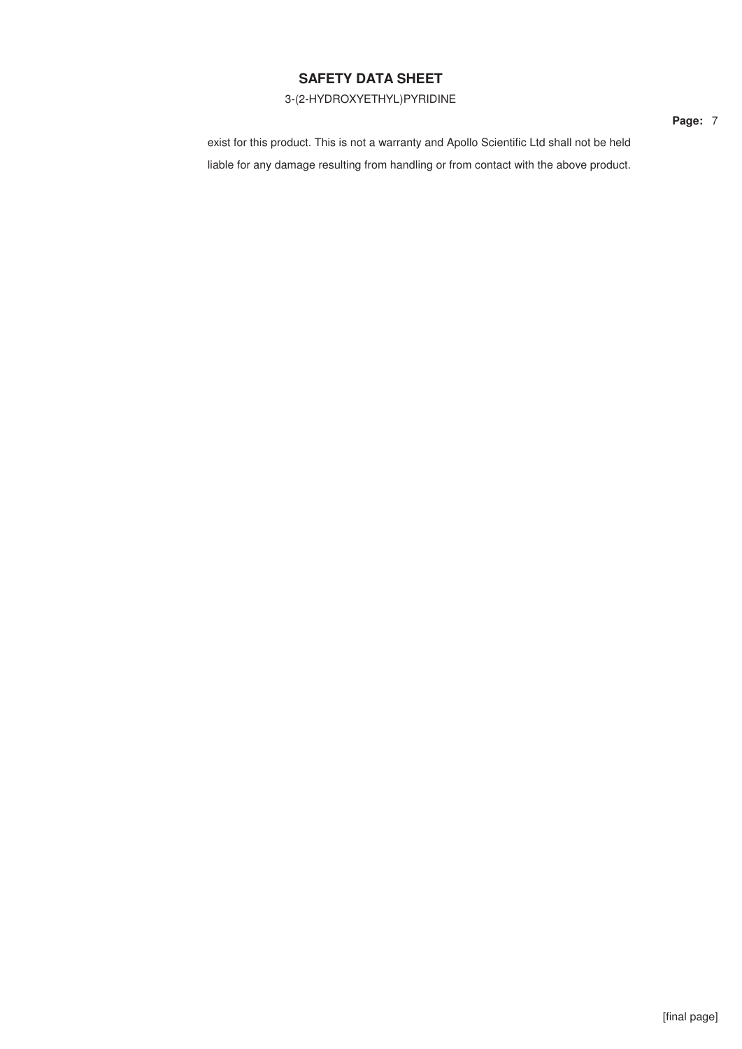exist for this product. This is not a warranty and Apollo Scientific Ltd shall not be held liable for any damage resulting from handling or from contact with the above product.

[final page]